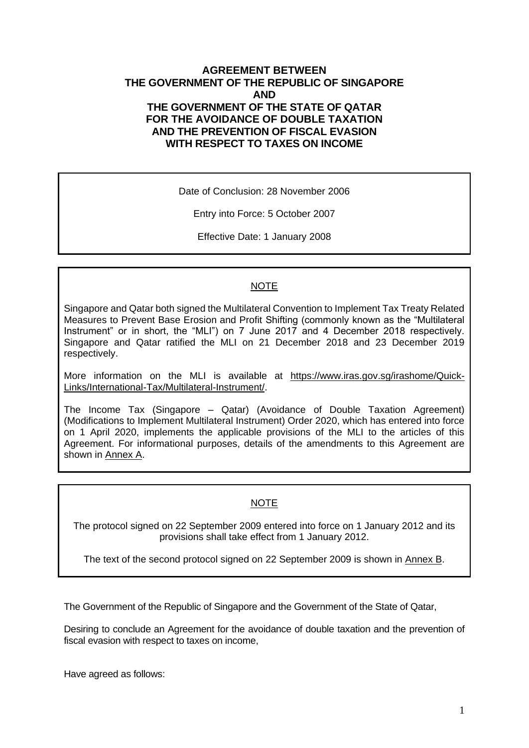# AGREEMENT BETWEEN THE GOVERNMENT OF THE REPUBLIC OF SINGAPORE AND THE GOVERNMENT OF THE STATE OF QATAR FOR THE AVOIDANCE OF DOUBLE TAXATION AND THE PREVENTION OF FISCAL EVASION WITH RESPECT TO TAXES ON INCOME

Date of Conclusion: 28 November 2006

Entry into Force: 5 October 2007

Effective Date: 1 January 2008

NOTE

Singapore and Qatar both signed the Multilateral Convention to Implement Tax Treaty Related Measures to Prevent Base Erosion and Profit Shifting (commonly known as the "Multilateral Instrument" or in short, the "MLI") on 7 June 2017 and 4 December 2018 respectively. Singapore and Qatar ratified the MLI on 21 December 2018 and 23 December 2019 respectively.

More information on the MLI is available at https://www.iras.gov.sg/irashome/Quick-Links/International-Tax/Multilateral-Instrument/.

The Income Tax (Singapore – Qatar) (Avoidance of Double Taxation Agreement) (Modifications to Implement Multilateral Instrument) Order 2020, which has entered into force on 1 April 2020, implements the applicable provisions of the MLI to the articles of this Agreement. For informational purposes, details of the amendments to this Agreement are shown in Annex A.

NOTE

The protocol signed on 22 September 2009 entered into force on 1 January 2012 and its provisions shall take effect from 1 January 2012.

The text of the second protocol signed on 22 September 2009 is shown in Annex B.

The Government of the Republic of Singapore and the Government of the State of Qatar,

Desiring to conclude an Agreement for the avoidance of double taxation and the prevention of fiscal evasion with respect to taxes on income,

Have agreed as follows: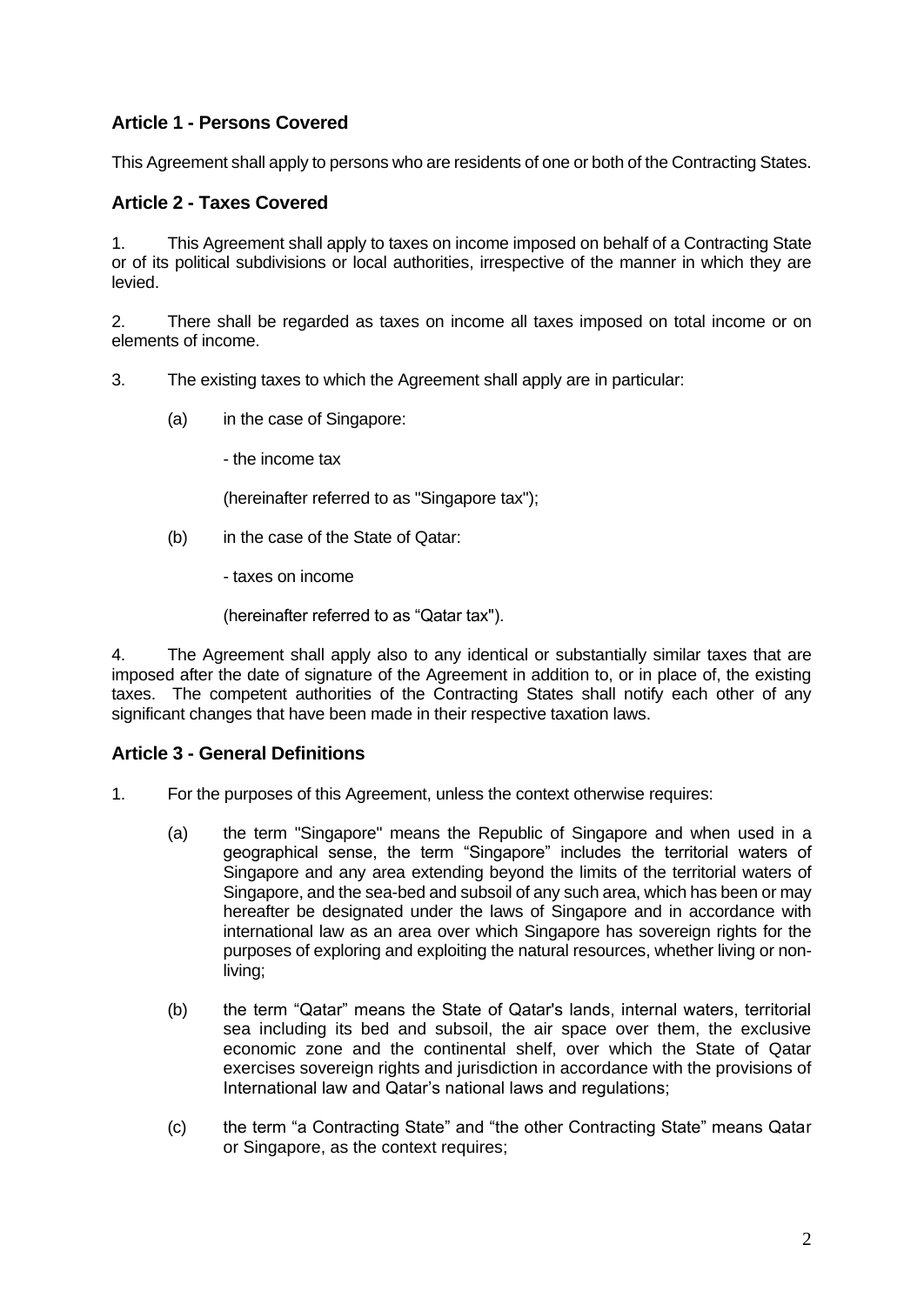## Article 1 - Persons Covered

This Agreement shall apply to persons who are residents of one or both of the Contracting States.

## Article 2 - Taxes Covered

1. This Agreement shall apply to taxes on income imposed on behalf of a Contracting State or of its political subdivisions or local authorities, irrespective of the manner in which they are levied.

2. There shall be regarded as taxes on income all taxes imposed on total income or on elements of income.

3. The existing taxes to which the Agreement shall apply are in particular:

   (a) in the case of Singapore:

   - the income tax

   (hereinafter referred to as "Singapore tax");

   (b) in the case of the State of Qatar:

   - taxes on income

   (hereinafter referred to as "Qatar tax").

4. The Agreement shall apply also to any identical or substantially similar taxes that are imposed after the date of signature of the Agreement in addition to, or in place of, the existing taxes. The competent authorities of the Contracting States shall notify each other of any significant changes that have been made in their respective taxation laws.

## Article 3 - General Definitions

1. For the purposes of this Agreement, unless the context otherwise requires:

   (a) the term "Singapore" means the Republic of Singapore and when used in a geographical sense, the term "Singapore" includes the territorial waters of Singapore and any area extending beyond the limits of the territorial waters of Singapore, and the sea-bed and subsoil of any such area, which has been or may hereafter be designated under the laws of Singapore and in accordance with international law as an area over which Singapore has sovereign rights for the purposes of exploring and exploiting the natural resources, whether living or non-living;

   (b) the term "Qatar" means the State of Qatar's lands, internal waters, territorial sea including its bed and subsoil, the air space over them, the exclusive economic zone and the continental shelf, over which the State of Qatar exercises sovereign rights and jurisdiction in accordance with the provisions of International law and Qatar's national laws and regulations;

   (c) the term "a Contracting State" and "the other Contracting State" means Qatar or Singapore, as the context requires;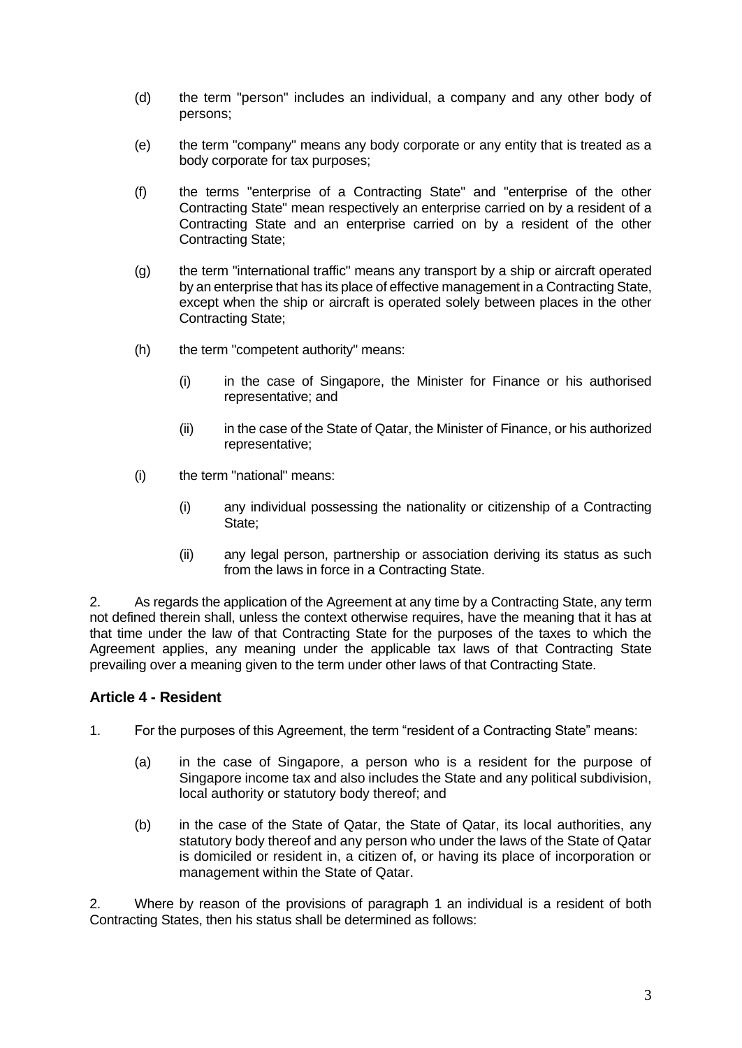(d) the term "person" includes an individual, a company and any other body of persons;

(e) the term "company" means any body corporate or any entity that is treated as a body corporate for tax purposes;

(f) the terms "enterprise of a Contracting State" and "enterprise of the other Contracting State" mean respectively an enterprise carried on by a resident of a Contracting State and an enterprise carried on by a resident of the other Contracting State;

(g) the term "international traffic" means any transport by a ship or aircraft operated by an enterprise that has its place of effective management in a Contracting State, except when the ship or aircraft is operated solely between places in the other Contracting State;

(h) the term "competent authority" means:

  (i) in the case of Singapore, the Minister for Finance or his authorised representative; and

  (ii) in the case of the State of Qatar, the Minister of Finance, or his authorized representative;

(i) the term "national" means:

  (i) any individual possessing the nationality or citizenship of a Contracting State;

  (ii) any legal person, partnership or association deriving its status as such from the laws in force in a Contracting State.

2. As regards the application of the Agreement at any time by a Contracting State, any term not defined therein shall, unless the context otherwise requires, have the meaning that it has at that time under the law of that Contracting State for the purposes of the taxes to which the Agreement applies, any meaning under the applicable tax laws of that Contracting State prevailing over a meaning given to the term under other laws of that Contracting State.

## Article 4 - Resident

1. For the purposes of this Agreement, the term “resident of a Contracting State” means:

(a) in the case of Singapore, a person who is a resident for the purpose of Singapore income tax and also includes the State and any political subdivision, local authority or statutory body thereof; and

(b) in the case of the State of Qatar, the State of Qatar, its local authorities, any statutory body thereof and any person who under the laws of the State of Qatar is domiciled or resident in, a citizen of, or having its place of incorporation or management within the State of Qatar.

2. Where by reason of the provisions of paragraph 1 an individual is a resident of both Contracting States, then his status shall be determined as follows: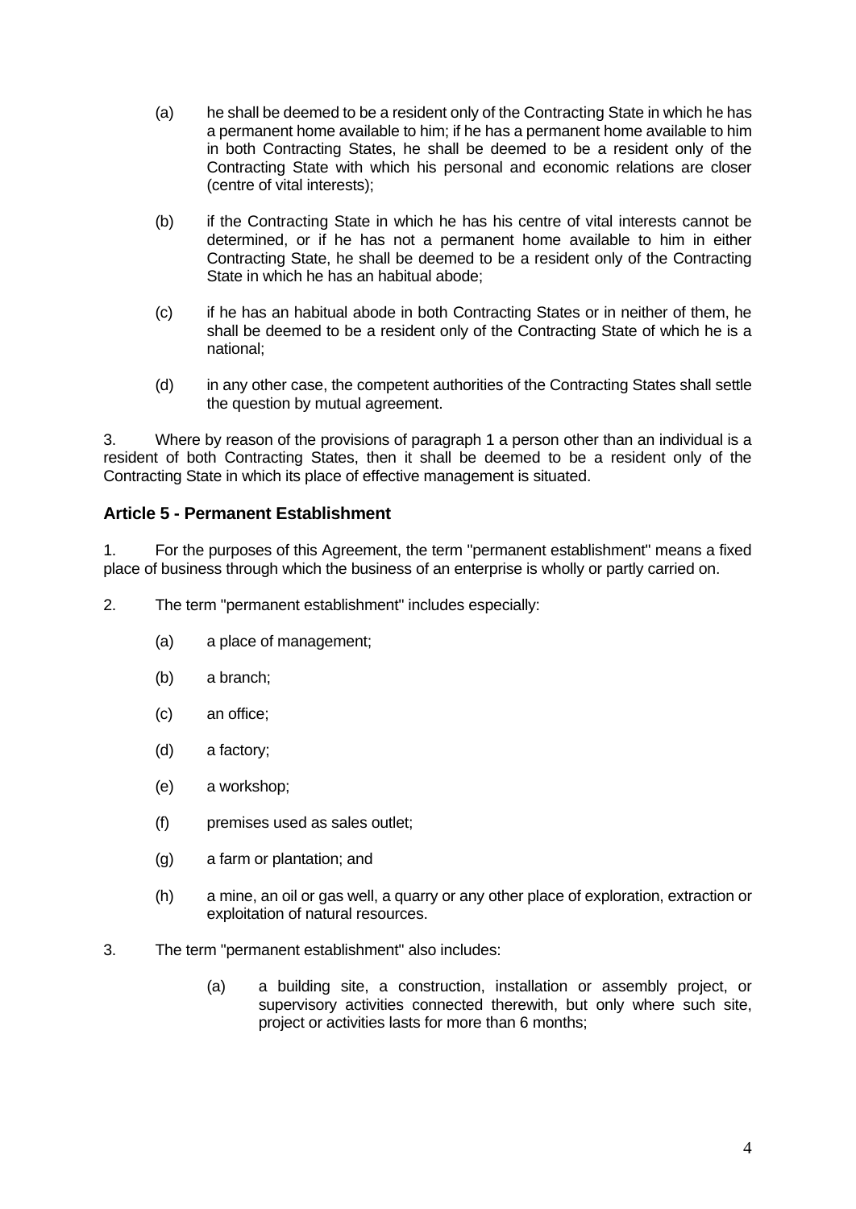(a) he shall be deemed to be a resident only of the Contracting State in which he has a permanent home available to him; if he has a permanent home available to him in both Contracting States, he shall be deemed to be a resident only of the Contracting State with which his personal and economic relations are closer (centre of vital interests);

(b) if the Contracting State in which he has his centre of vital interests cannot be determined, or if he has not a permanent home available to him in either Contracting State, he shall be deemed to be a resident only of the Contracting State in which he has an habitual abode;

(c) if he has an habitual abode in both Contracting States or in neither of them, he shall be deemed to be a resident only of the Contracting State of which he is a national;

(d) in any other case, the competent authorities of the Contracting States shall settle the question by mutual agreement.

3. Where by reason of the provisions of paragraph 1 a person other than an individual is a resident of both Contracting States, then it shall be deemed to be a resident only of the Contracting State in which its place of effective management is situated.

## Article 5 - Permanent Establishment

1. For the purposes of this Agreement, the term "permanent establishment" means a fixed place of business through which the business of an enterprise is wholly or partly carried on.

2. The term "permanent establishment" includes especially:

(a) a place of management;

(b) a branch;

(c) an office;

(d) a factory;

(e) a workshop;

(f) premises used as sales outlet;

(g) a farm or plantation; and

(h) a mine, an oil or gas well, a quarry or any other place of exploration, extraction or exploitation of natural resources.

3. The term "permanent establishment" also includes:

(a) a building site, a construction, installation or assembly project, or supervisory activities connected therewith, but only where such site, project or activities lasts for more than 6 months;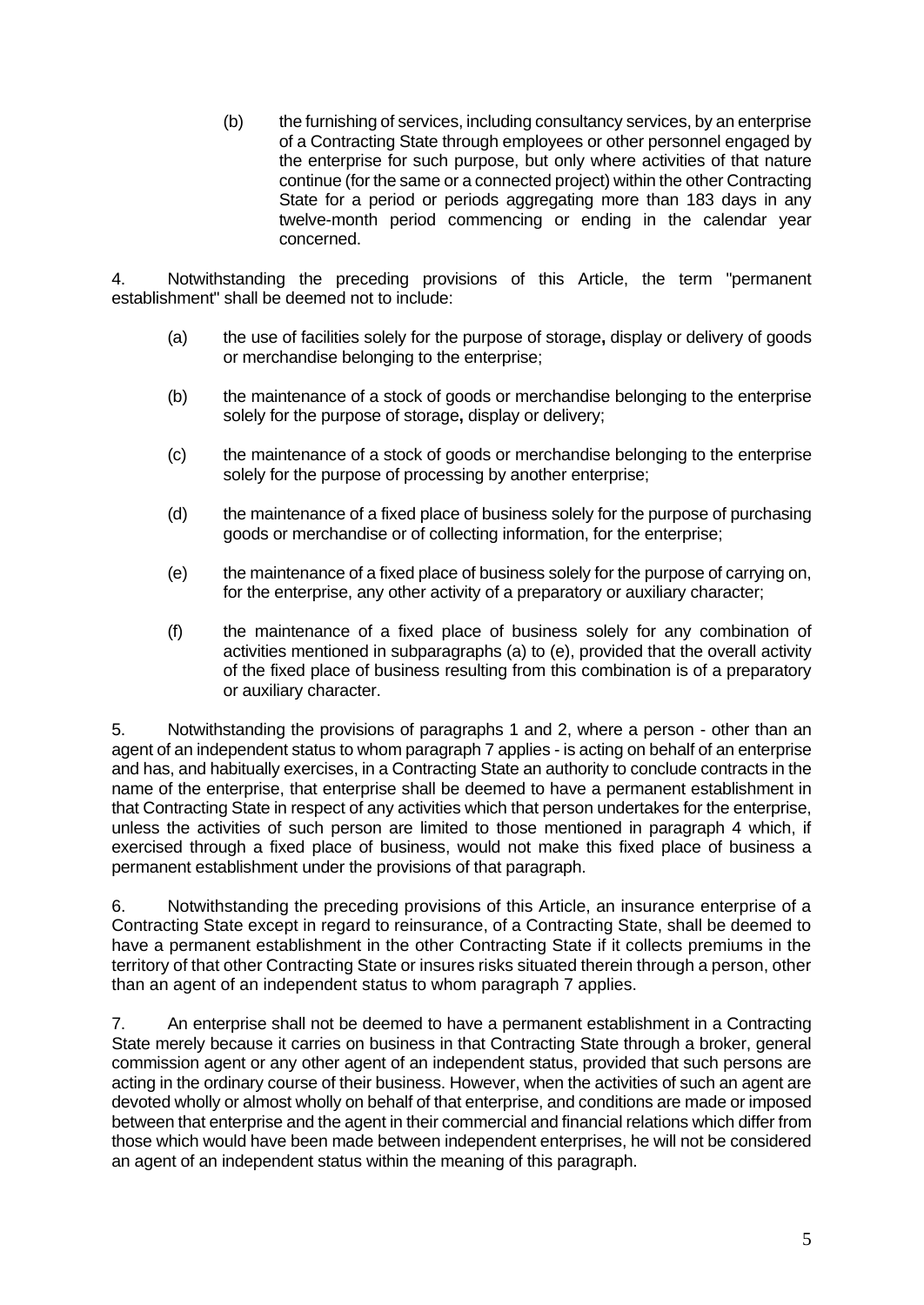(b) the furnishing of services, including consultancy services, by an enterprise of a Contracting State through employees or other personnel engaged by the enterprise for such purpose, but only where activities of that nature continue (for the same or a connected project) within the other Contracting State for a period or periods aggregating more than 183 days in any twelve-month period commencing or ending in the calendar year concerned.

4. Notwithstanding the preceding provisions of this Article, the term "permanent establishment" shall be deemed not to include:

(a) the use of facilities solely for the purpose of storage**,** display or delivery of goods or merchandise belonging to the enterprise;

(b) the maintenance of a stock of goods or merchandise belonging to the enterprise solely for the purpose of storage**,** display or delivery;

(c) the maintenance of a stock of goods or merchandise belonging to the enterprise solely for the purpose of processing by another enterprise;

(d) the maintenance of a fixed place of business solely for the purpose of purchasing goods or merchandise or of collecting information, for the enterprise;

(e) the maintenance of a fixed place of business solely for the purpose of carrying on, for the enterprise, any other activity of a preparatory or auxiliary character;

(f) the maintenance of a fixed place of business solely for any combination of activities mentioned in subparagraphs (a) to (e), provided that the overall activity of the fixed place of business resulting from this combination is of a preparatory or auxiliary character.

5. Notwithstanding the provisions of paragraphs 1 and 2, where a person - other than an agent of an independent status to whom paragraph 7 applies - is acting on behalf of an enterprise and has, and habitually exercises, in a Contracting State an authority to conclude contracts in the name of the enterprise, that enterprise shall be deemed to have a permanent establishment in that Contracting State in respect of any activities which that person undertakes for the enterprise, unless the activities of such person are limited to those mentioned in paragraph 4 which, if exercised through a fixed place of business, would not make this fixed place of business a permanent establishment under the provisions of that paragraph.

6. Notwithstanding the preceding provisions of this Article, an insurance enterprise of a Contracting State except in regard to reinsurance, of a Contracting State, shall be deemed to have a permanent establishment in the other Contracting State if it collects premiums in the territory of that other Contracting State or insures risks situated therein through a person, other than an agent of an independent status to whom paragraph 7 applies.

7. An enterprise shall not be deemed to have a permanent establishment in a Contracting State merely because it carries on business in that Contracting State through a broker, general commission agent or any other agent of an independent status, provided that such persons are acting in the ordinary course of their business. However, when the activities of such an agent are devoted wholly or almost wholly on behalf of that enterprise, and conditions are made or imposed between that enterprise and the agent in their commercial and financial relations which differ from those which would have been made between independent enterprises, he will not be considered an agent of an independent status within the meaning of this paragraph.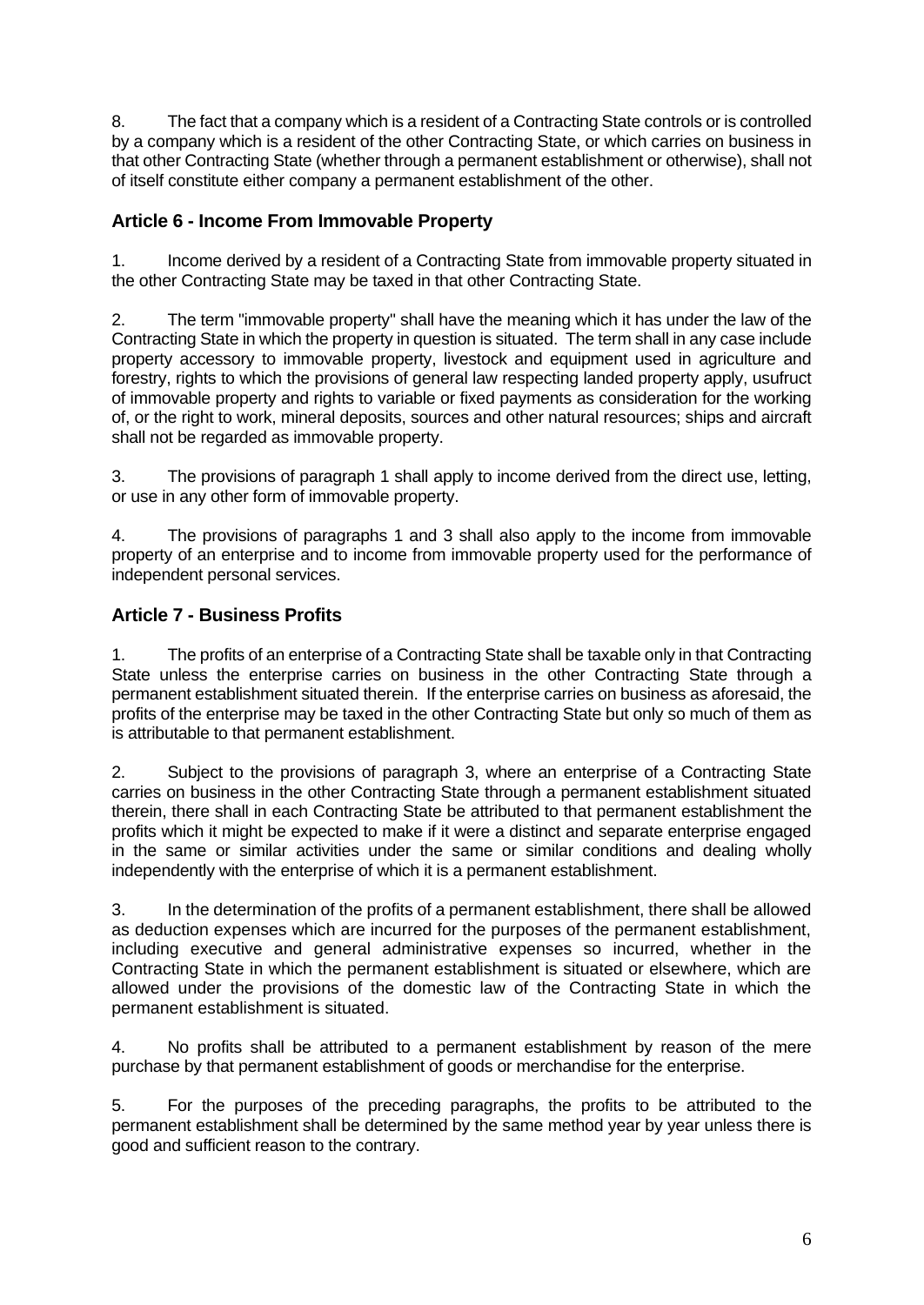8. The fact that a company which is a resident of a Contracting State controls or is controlled by a company which is a resident of the other Contracting State, or which carries on business in that other Contracting State (whether through a permanent establishment or otherwise), shall not of itself constitute either company a permanent establishment of the other.

### Article 6 - Income From Immovable Property

1. Income derived by a resident of a Contracting State from immovable property situated in the other Contracting State may be taxed in that other Contracting State.

2. The term "immovable property" shall have the meaning which it has under the law of the Contracting State in which the property in question is situated. The term shall in any case include property accessory to immovable property, livestock and equipment used in agriculture and forestry, rights to which the provisions of general law respecting landed property apply, usufruct of immovable property and rights to variable or fixed payments as consideration for the working of, or the right to work, mineral deposits, sources and other natural resources; ships and aircraft shall not be regarded as immovable property.

3. The provisions of paragraph 1 shall apply to income derived from the direct use, letting, or use in any other form of immovable property.

4. The provisions of paragraphs 1 and 3 shall also apply to the income from immovable property of an enterprise and to income from immovable property used for the performance of independent personal services.

### Article 7 - Business Profits

1. The profits of an enterprise of a Contracting State shall be taxable only in that Contracting State unless the enterprise carries on business in the other Contracting State through a permanent establishment situated therein. If the enterprise carries on business as aforesaid, the profits of the enterprise may be taxed in the other Contracting State but only so much of them as is attributable to that permanent establishment.

2. Subject to the provisions of paragraph 3, where an enterprise of a Contracting State carries on business in the other Contracting State through a permanent establishment situated therein, there shall in each Contracting State be attributed to that permanent establishment the profits which it might be expected to make if it were a distinct and separate enterprise engaged in the same or similar activities under the same or similar conditions and dealing wholly independently with the enterprise of which it is a permanent establishment.

3. In the determination of the profits of a permanent establishment, there shall be allowed as deduction expenses which are incurred for the purposes of the permanent establishment, including executive and general administrative expenses so incurred, whether in the Contracting State in which the permanent establishment is situated or elsewhere, which are allowed under the provisions of the domestic law of the Contracting State in which the permanent establishment is situated.

4. No profits shall be attributed to a permanent establishment by reason of the mere purchase by that permanent establishment of goods or merchandise for the enterprise.

5. For the purposes of the preceding paragraphs, the profits to be attributed to the permanent establishment shall be determined by the same method year by year unless there is good and sufficient reason to the contrary.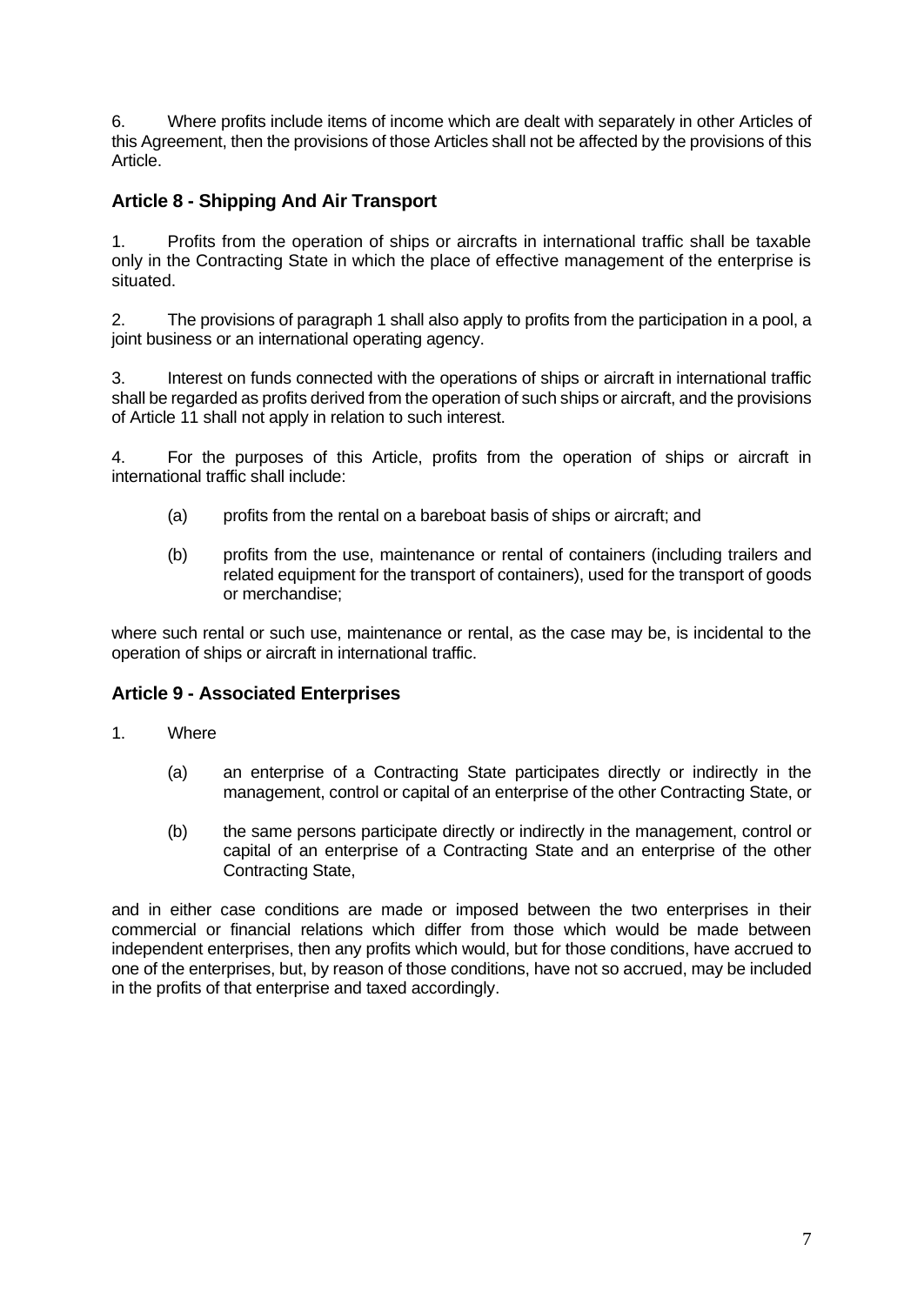6. Where profits include items of income which are dealt with separately in other Articles of this Agreement, then the provisions of those Articles shall not be affected by the provisions of this Article.

### Article 8 - Shipping And Air Transport

1. Profits from the operation of ships or aircrafts in international traffic shall be taxable only in the Contracting State in which the place of effective management of the enterprise is situated.

2. The provisions of paragraph 1 shall also apply to profits from the participation in a pool, a joint business or an international operating agency.

3. Interest on funds connected with the operations of ships or aircraft in international traffic shall be regarded as profits derived from the operation of such ships or aircraft, and the provisions of Article 11 shall not apply in relation to such interest.

4. For the purposes of this Article, profits from the operation of ships or aircraft in international traffic shall include:

   (a) profits from the rental on a bareboat basis of ships or aircraft; and

   (b) profits from the use, maintenance or rental of containers (including trailers and related equipment for the transport of containers), used for the transport of goods or merchandise;

where such rental or such use, maintenance or rental, as the case may be, is incidental to the operation of ships or aircraft in international traffic.

### Article 9 - Associated Enterprises

1. Where

   (a) an enterprise of a Contracting State participates directly or indirectly in the management, control or capital of an enterprise of the other Contracting State, or

   (b) the same persons participate directly or indirectly in the management, control or capital of an enterprise of a Contracting State and an enterprise of the other Contracting State,

and in either case conditions are made or imposed between the two enterprises in their commercial or financial relations which differ from those which would be made between independent enterprises, then any profits which would, but for those conditions, have accrued to one of the enterprises, but, by reason of those conditions, have not so accrued, may be included in the profits of that enterprise and taxed accordingly.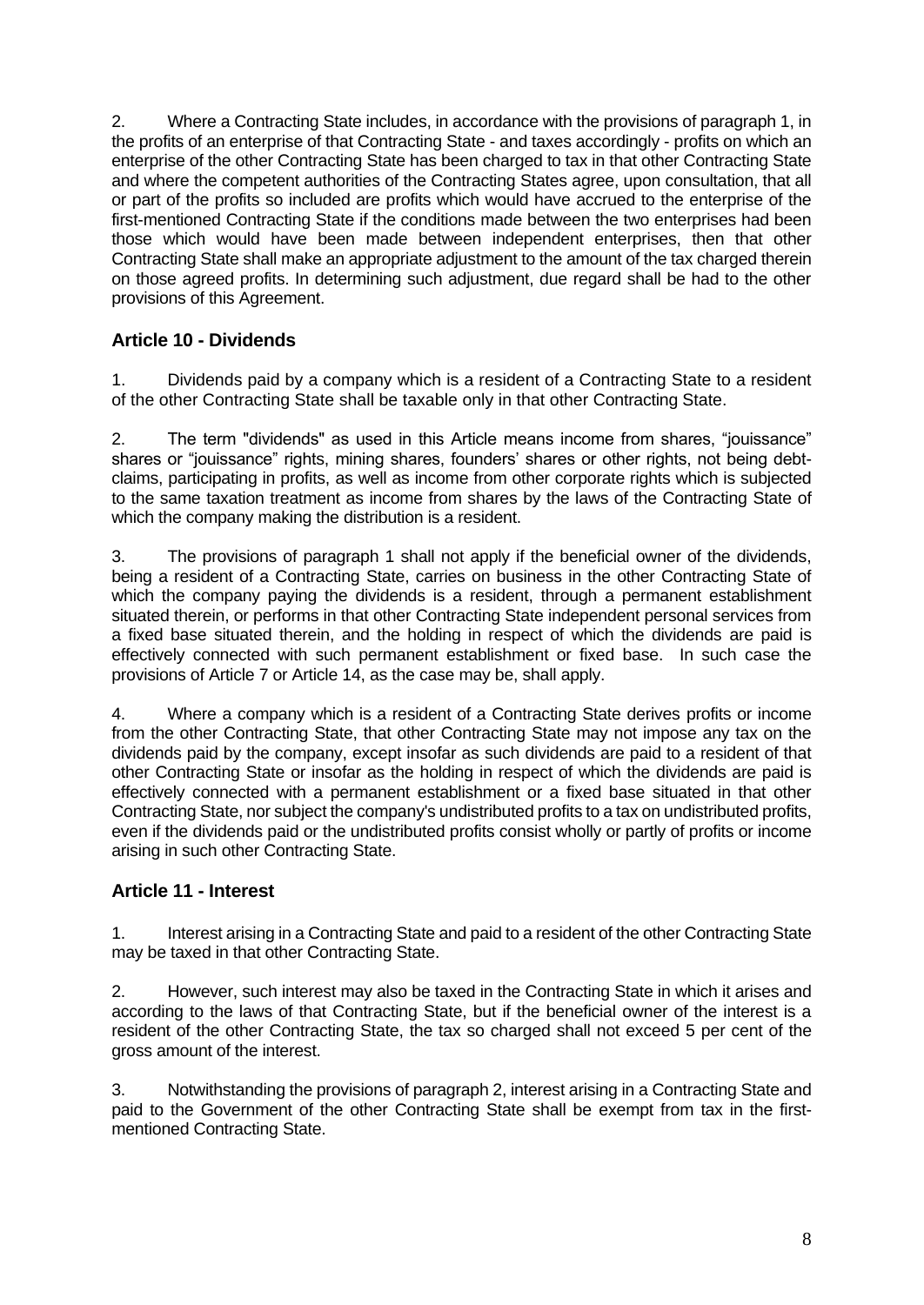2. Where a Contracting State includes, in accordance with the provisions of paragraph 1, in the profits of an enterprise of that Contracting State - and taxes accordingly - profits on which an enterprise of the other Contracting State has been charged to tax in that other Contracting State and where the competent authorities of the Contracting States agree, upon consultation, that all or part of the profits so included are profits which would have accrued to the enterprise of the first-mentioned Contracting State if the conditions made between the two enterprises had been those which would have been made between independent enterprises, then that other Contracting State shall make an appropriate adjustment to the amount of the tax charged therein on those agreed profits. In determining such adjustment, due regard shall be had to the other provisions of this Agreement.

### Article 10 - Dividends

1. Dividends paid by a company which is a resident of a Contracting State to a resident of the other Contracting State shall be taxable only in that other Contracting State.

2. The term "dividends" as used in this Article means income from shares, "jouissance" shares or "jouissance" rights, mining shares, founders' shares or other rights, not being debt-claims, participating in profits, as well as income from other corporate rights which is subjected to the same taxation treatment as income from shares by the laws of the Contracting State of which the company making the distribution is a resident.

3. The provisions of paragraph 1 shall not apply if the beneficial owner of the dividends, being a resident of a Contracting State, carries on business in the other Contracting State of which the company paying the dividends is a resident, through a permanent establishment situated therein, or performs in that other Contracting State independent personal services from a fixed base situated therein, and the holding in respect of which the dividends are paid is effectively connected with such permanent establishment or fixed base. In such case the provisions of Article 7 or Article 14, as the case may be, shall apply.

4. Where a company which is a resident of a Contracting State derives profits or income from the other Contracting State, that other Contracting State may not impose any tax on the dividends paid by the company, except insofar as such dividends are paid to a resident of that other Contracting State or insofar as the holding in respect of which the dividends are paid is effectively connected with a permanent establishment or a fixed base situated in that other Contracting State, nor subject the company's undistributed profits to a tax on undistributed profits, even if the dividends paid or the undistributed profits consist wholly or partly of profits or income arising in such other Contracting State.

### Article 11 - Interest

1. Interest arising in a Contracting State and paid to a resident of the other Contracting State may be taxed in that other Contracting State.

2. However, such interest may also be taxed in the Contracting State in which it arises and according to the laws of that Contracting State, but if the beneficial owner of the interest is a resident of the other Contracting State, the tax so charged shall not exceed 5 per cent of the gross amount of the interest.

3. Notwithstanding the provisions of paragraph 2, interest arising in a Contracting State and paid to the Government of the other Contracting State shall be exempt from tax in the first-mentioned Contracting State.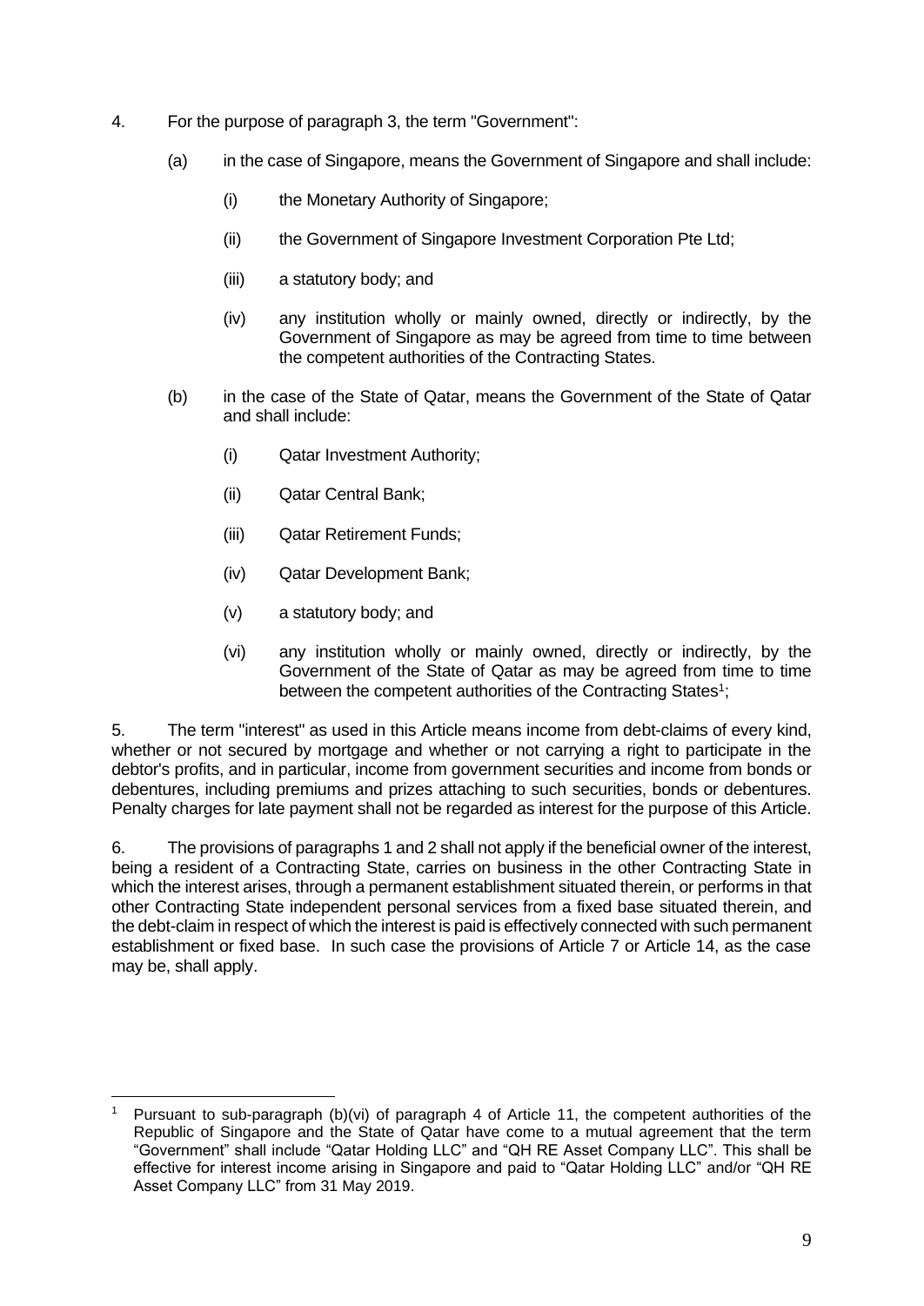4. For the purpose of paragraph 3, the term "Government":

   (a) in the case of Singapore, means the Government of Singapore and shall include:

      (i) the Monetary Authority of Singapore;

      (ii) the Government of Singapore Investment Corporation Pte Ltd;

      (iii) a statutory body; and

      (iv) any institution wholly or mainly owned, directly or indirectly, by the Government of Singapore as may be agreed from time to time between the competent authorities of the Contracting States.

   (b) in the case of the State of Qatar, means the Government of the State of Qatar and shall include:

      (i) Qatar Investment Authority;

      (ii) Qatar Central Bank;

      (iii) Qatar Retirement Funds;

      (iv) Qatar Development Bank;

      (v) a statutory body; and

      (vi) any institution wholly or mainly owned, directly or indirectly, by the Government of the State of Qatar as may be agreed from time to time between the competent authorities of the Contracting States[1];

5. The term "interest" as used in this Article means income from debt-claims of every kind, whether or not secured by mortgage and whether or not carrying a right to participate in the debtor's profits, and in particular, income from government securities and income from bonds or debentures, including premiums and prizes attaching to such securities, bonds or debentures. Penalty charges for late payment shall not be regarded as interest for the purpose of this Article.

6. The provisions of paragraphs 1 and 2 shall not apply if the beneficial owner of the interest, being a resident of a Contracting State, carries on business in the other Contracting State in which the interest arises, through a permanent establishment situated therein, or performs in that other Contracting State independent personal services from a fixed base situated therein, and the debt-claim in respect of which the interest is paid is effectively connected with such permanent establishment or fixed base. In such case the provisions of Article 7 or Article 14, as the case may be, shall apply.

---

[1] Pursuant to sub-paragraph (b)(vi) of paragraph 4 of Article 11, the competent authorities of the Republic of Singapore and the State of Qatar have come to a mutual agreement that the term "Government" shall include "Qatar Holding LLC" and "QH RE Asset Company LLC". This shall be effective for interest income arising in Singapore and paid to "Qatar Holding LLC" and/or "QH RE Asset Company LLC" from 31 May 2019.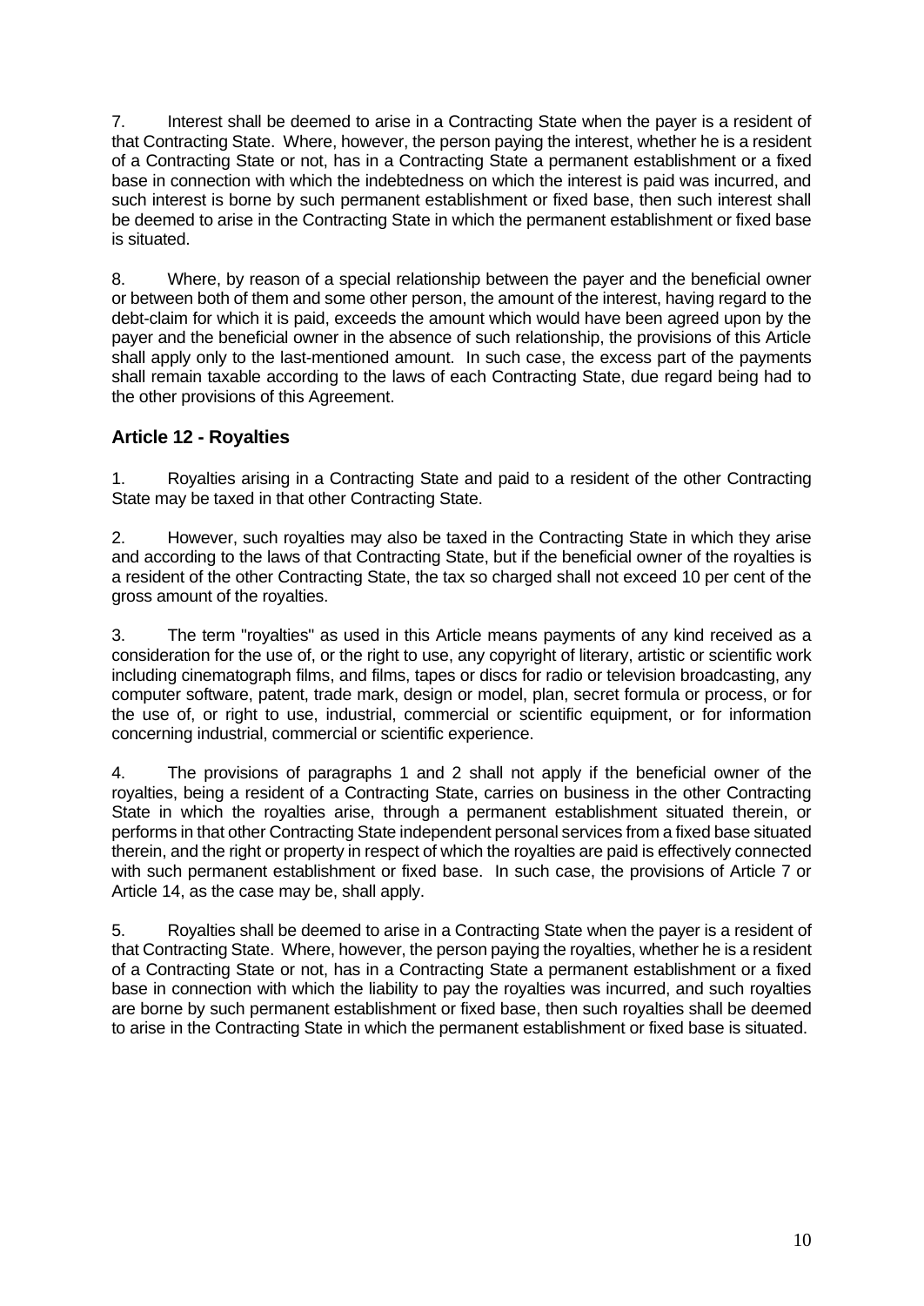7. Interest shall be deemed to arise in a Contracting State when the payer is a resident of that Contracting State. Where, however, the person paying the interest, whether he is a resident of a Contracting State or not, has in a Contracting State a permanent establishment or a fixed base in connection with which the indebtedness on which the interest is paid was incurred, and such interest is borne by such permanent establishment or fixed base, then such interest shall be deemed to arise in the Contracting State in which the permanent establishment or fixed base is situated.

8. Where, by reason of a special relationship between the payer and the beneficial owner or between both of them and some other person, the amount of the interest, having regard to the debt-claim for which it is paid, exceeds the amount which would have been agreed upon by the payer and the beneficial owner in the absence of such relationship, the provisions of this Article shall apply only to the last-mentioned amount. In such case, the excess part of the payments shall remain taxable according to the laws of each Contracting State, due regard being had to the other provisions of this Agreement.

### Article 12 - Royalties

1. Royalties arising in a Contracting State and paid to a resident of the other Contracting State may be taxed in that other Contracting State.

2. However, such royalties may also be taxed in the Contracting State in which they arise and according to the laws of that Contracting State, but if the beneficial owner of the royalties is a resident of the other Contracting State, the tax so charged shall not exceed 10 per cent of the gross amount of the royalties.

3. The term "royalties" as used in this Article means payments of any kind received as a consideration for the use of, or the right to use, any copyright of literary, artistic or scientific work including cinematograph films, and films, tapes or discs for radio or television broadcasting, any computer software, patent, trade mark, design or model, plan, secret formula or process, or for the use of, or right to use, industrial, commercial or scientific equipment, or for information concerning industrial, commercial or scientific experience.

4. The provisions of paragraphs 1 and 2 shall not apply if the beneficial owner of the royalties, being a resident of a Contracting State, carries on business in the other Contracting State in which the royalties arise, through a permanent establishment situated therein, or performs in that other Contracting State independent personal services from a fixed base situated therein, and the right or property in respect of which the royalties are paid is effectively connected with such permanent establishment or fixed base. In such case, the provisions of Article 7 or Article 14, as the case may be, shall apply.

5. Royalties shall be deemed to arise in a Contracting State when the payer is a resident of that Contracting State. Where, however, the person paying the royalties, whether he is a resident of a Contracting State or not, has in a Contracting State a permanent establishment or a fixed base in connection with which the liability to pay the royalties was incurred, and such royalties are borne by such permanent establishment or fixed base, then such royalties shall be deemed to arise in the Contracting State in which the permanent establishment or fixed base is situated.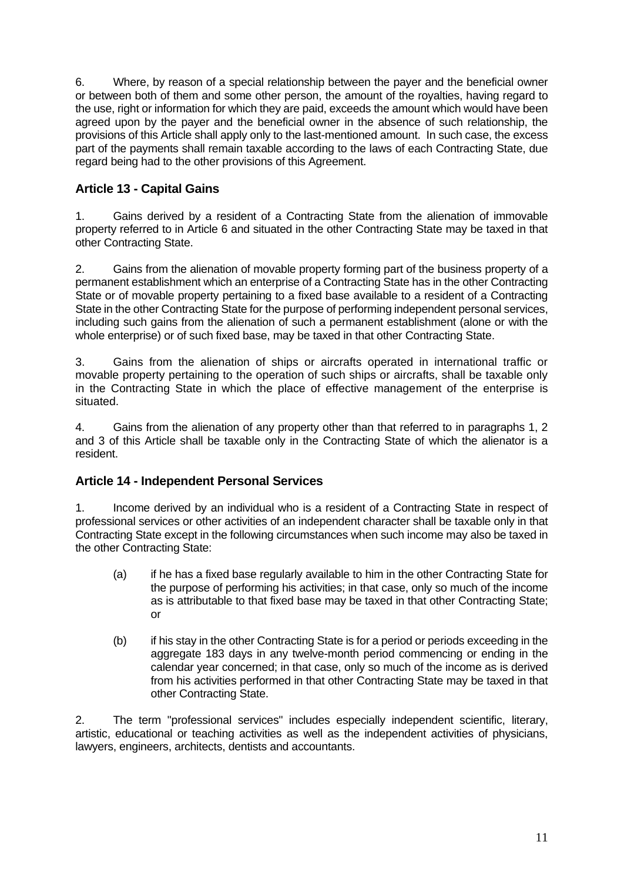6. Where, by reason of a special relationship between the payer and the beneficial owner or between both of them and some other person, the amount of the royalties, having regard to the use, right or information for which they are paid, exceeds the amount which would have been agreed upon by the payer and the beneficial owner in the absence of such relationship, the provisions of this Article shall apply only to the last-mentioned amount. In such case, the excess part of the payments shall remain taxable according to the laws of each Contracting State, due regard being had to the other provisions of this Agreement.

### Article 13 - Capital Gains

1. Gains derived by a resident of a Contracting State from the alienation of immovable property referred to in Article 6 and situated in the other Contracting State may be taxed in that other Contracting State.

2. Gains from the alienation of movable property forming part of the business property of a permanent establishment which an enterprise of a Contracting State has in the other Contracting State or of movable property pertaining to a fixed base available to a resident of a Contracting State in the other Contracting State for the purpose of performing independent personal services, including such gains from the alienation of such a permanent establishment (alone or with the whole enterprise) or of such fixed base, may be taxed in that other Contracting State.

3. Gains from the alienation of ships or aircrafts operated in international traffic or movable property pertaining to the operation of such ships or aircrafts, shall be taxable only in the Contracting State in which the place of effective management of the enterprise is situated.

4. Gains from the alienation of any property other than that referred to in paragraphs 1, 2 and 3 of this Article shall be taxable only in the Contracting State of which the alienator is a resident.

### Article 14 - Independent Personal Services

1. Income derived by an individual who is a resident of a Contracting State in respect of professional services or other activities of an independent character shall be taxable only in that Contracting State except in the following circumstances when such income may also be taxed in the other Contracting State:

   (a) if he has a fixed base regularly available to him in the other Contracting State for the purpose of performing his activities; in that case, only so much of the income as is attributable to that fixed base may be taxed in that other Contracting State; or

   (b) if his stay in the other Contracting State is for a period or periods exceeding in the aggregate 183 days in any twelve-month period commencing or ending in the calendar year concerned; in that case, only so much of the income as is derived from his activities performed in that other Contracting State may be taxed in that other Contracting State.

2. The term "professional services" includes especially independent scientific, literary, artistic, educational or teaching activities as well as the independent activities of physicians, lawyers, engineers, architects, dentists and accountants.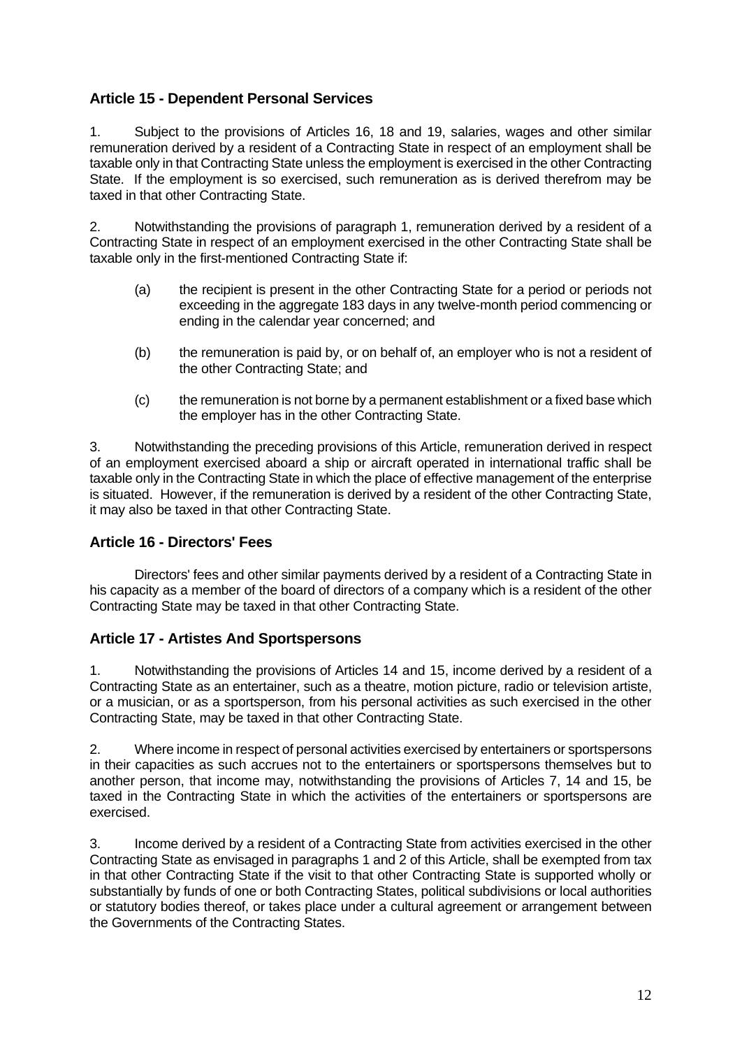## Article 15 - Dependent Personal Services

1. Subject to the provisions of Articles 16, 18 and 19, salaries, wages and other similar remuneration derived by a resident of a Contracting State in respect of an employment shall be taxable only in that Contracting State unless the employment is exercised in the other Contracting State. If the employment is so exercised, such remuneration as is derived therefrom may be taxed in that other Contracting State.

2. Notwithstanding the provisions of paragraph 1, remuneration derived by a resident of a Contracting State in respect of an employment exercised in the other Contracting State shall be taxable only in the first-mentioned Contracting State if:

   (a) the recipient is present in the other Contracting State for a period or periods not exceeding in the aggregate 183 days in any twelve-month period commencing or ending in the calendar year concerned; and

   (b) the remuneration is paid by, or on behalf of, an employer who is not a resident of the other Contracting State; and

   (c) the remuneration is not borne by a permanent establishment or a fixed base which the employer has in the other Contracting State.

3. Notwithstanding the preceding provisions of this Article, remuneration derived in respect of an employment exercised aboard a ship or aircraft operated in international traffic shall be taxable only in the Contracting State in which the place of effective management of the enterprise is situated. However, if the remuneration is derived by a resident of the other Contracting State, it may also be taxed in that other Contracting State.

## Article 16 - Directors' Fees

Directors' fees and other similar payments derived by a resident of a Contracting State in his capacity as a member of the board of directors of a company which is a resident of the other Contracting State may be taxed in that other Contracting State.

## Article 17 - Artistes And Sportspersons

1. Notwithstanding the provisions of Articles 14 and 15, income derived by a resident of a Contracting State as an entertainer, such as a theatre, motion picture, radio or television artiste, or a musician, or as a sportsperson, from his personal activities as such exercised in the other Contracting State, may be taxed in that other Contracting State.

2. Where income in respect of personal activities exercised by entertainers or sportspersons in their capacities as such accrues not to the entertainers or sportspersons themselves but to another person, that income may, notwithstanding the provisions of Articles 7, 14 and 15, be taxed in the Contracting State in which the activities of the entertainers or sportspersons are exercised.

3. Income derived by a resident of a Contracting State from activities exercised in the other Contracting State as envisaged in paragraphs 1 and 2 of this Article, shall be exempted from tax in that other Contracting State if the visit to that other Contracting State is supported wholly or substantially by funds of one or both Contracting States, political subdivisions or local authorities or statutory bodies thereof, or takes place under a cultural agreement or arrangement between the Governments of the Contracting States.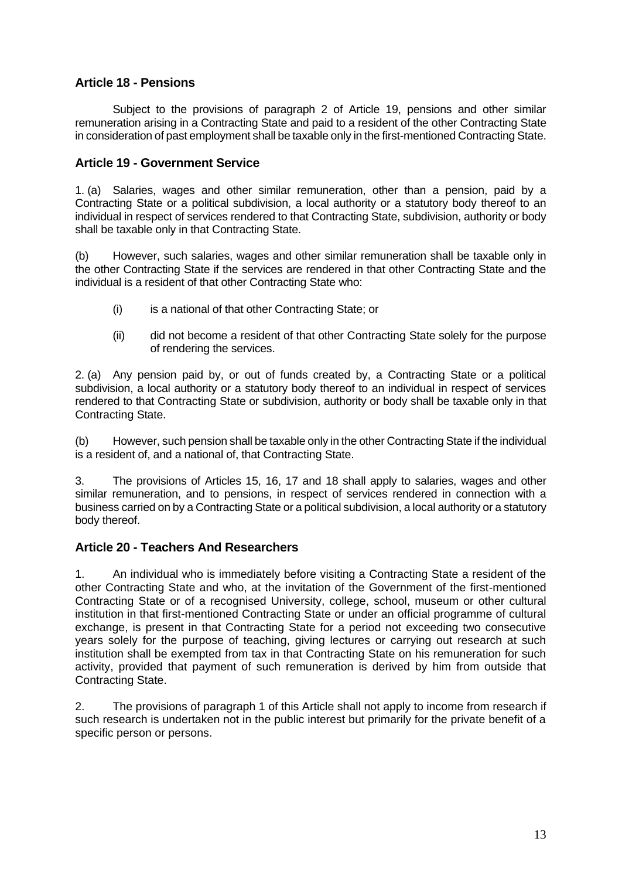### Article 18 - Pensions

Subject to the provisions of paragraph 2 of Article 19, pensions and other similar remuneration arising in a Contracting State and paid to a resident of the other Contracting State in consideration of past employment shall be taxable only in the first-mentioned Contracting State.

### Article 19 - Government Service

1. (a) Salaries, wages and other similar remuneration, other than a pension, paid by a Contracting State or a political subdivision, a local authority or a statutory body thereof to an individual in respect of services rendered to that Contracting State, subdivision, authority or body shall be taxable only in that Contracting State.

(b) However, such salaries, wages and other similar remuneration shall be taxable only in the other Contracting State if the services are rendered in that other Contracting State and the individual is a resident of that other Contracting State who:

(i) is a national of that other Contracting State; or

(ii) did not become a resident of that other Contracting State solely for the purpose of rendering the services.

2. (a) Any pension paid by, or out of funds created by, a Contracting State or a political subdivision, a local authority or a statutory body thereof to an individual in respect of services rendered to that Contracting State or subdivision, authority or body shall be taxable only in that Contracting State.

(b) However, such pension shall be taxable only in the other Contracting State if the individual is a resident of, and a national of, that Contracting State.

3. The provisions of Articles 15, 16, 17 and 18 shall apply to salaries, wages and other similar remuneration, and to pensions, in respect of services rendered in connection with a business carried on by a Contracting State or a political subdivision, a local authority or a statutory body thereof.

### Article 20 - Teachers And Researchers

1. An individual who is immediately before visiting a Contracting State a resident of the other Contracting State and who, at the invitation of the Government of the first-mentioned Contracting State or of a recognised University, college, school, museum or other cultural institution in that first-mentioned Contracting State or under an official programme of cultural exchange, is present in that Contracting State for a period not exceeding two consecutive years solely for the purpose of teaching, giving lectures or carrying out research at such institution shall be exempted from tax in that Contracting State on his remuneration for such activity, provided that payment of such remuneration is derived by him from outside that Contracting State.

2. The provisions of paragraph 1 of this Article shall not apply to income from research if such research is undertaken not in the public interest but primarily for the private benefit of a specific person or persons.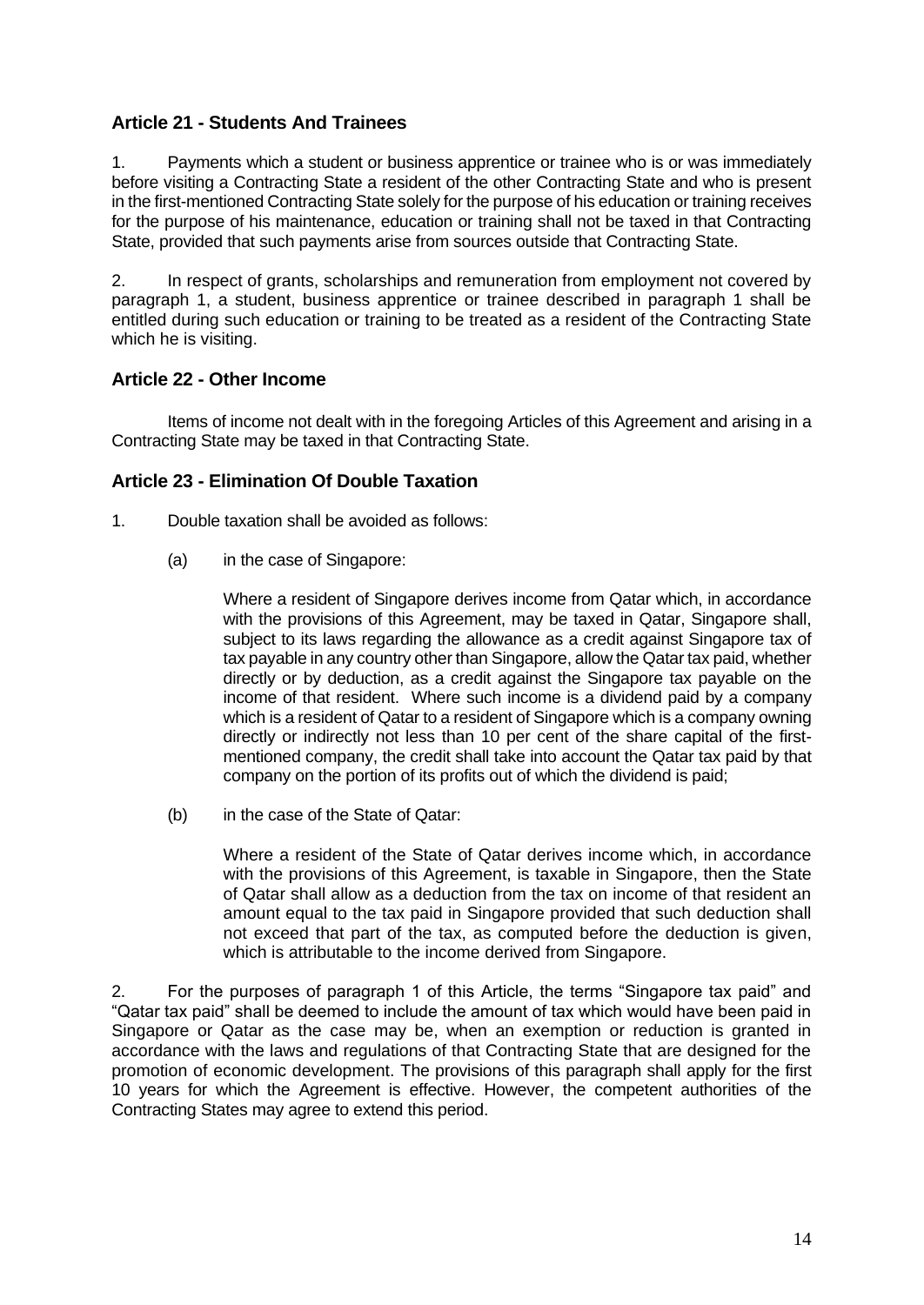## Article 21 - Students And Trainees

1. Payments which a student or business apprentice or trainee who is or was immediately before visiting a Contracting State a resident of the other Contracting State and who is present in the first-mentioned Contracting State solely for the purpose of his education or training receives for the purpose of his maintenance, education or training shall not be taxed in that Contracting State, provided that such payments arise from sources outside that Contracting State.

2. In respect of grants, scholarships and remuneration from employment not covered by paragraph 1, a student, business apprentice or trainee described in paragraph 1 shall be entitled during such education or training to be treated as a resident of the Contracting State which he is visiting.

## Article 22 - Other Income

Items of income not dealt with in the foregoing Articles of this Agreement and arising in a Contracting State may be taxed in that Contracting State.

## Article 23 - Elimination Of Double Taxation

1. Double taxation shall be avoided as follows:

   (a) in the case of Singapore:

   Where a resident of Singapore derives income from Qatar which, in accordance with the provisions of this Agreement, may be taxed in Qatar, Singapore shall, subject to its laws regarding the allowance as a credit against Singapore tax of tax payable in any country other than Singapore, allow the Qatar tax paid, whether directly or by deduction, as a credit against the Singapore tax payable on the income of that resident. Where such income is a dividend paid by a company which is a resident of Qatar to a resident of Singapore which is a company owning directly or indirectly not less than 10 per cent of the share capital of the first-mentioned company, the credit shall take into account the Qatar tax paid by that company on the portion of its profits out of which the dividend is paid;

   (b) in the case of the State of Qatar:

   Where a resident of the State of Qatar derives income which, in accordance with the provisions of this Agreement, is taxable in Singapore, then the State of Qatar shall allow as a deduction from the tax on income of that resident an amount equal to the tax paid in Singapore provided that such deduction shall not exceed that part of the tax, as computed before the deduction is given, which is attributable to the income derived from Singapore.

2. For the purposes of paragraph 1 of this Article, the terms "Singapore tax paid" and "Qatar tax paid" shall be deemed to include the amount of tax which would have been paid in Singapore or Qatar as the case may be, when an exemption or reduction is granted in accordance with the laws and regulations of that Contracting State that are designed for the promotion of economic development. The provisions of this paragraph shall apply for the first 10 years for which the Agreement is effective. However, the competent authorities of the Contracting States may agree to extend this period.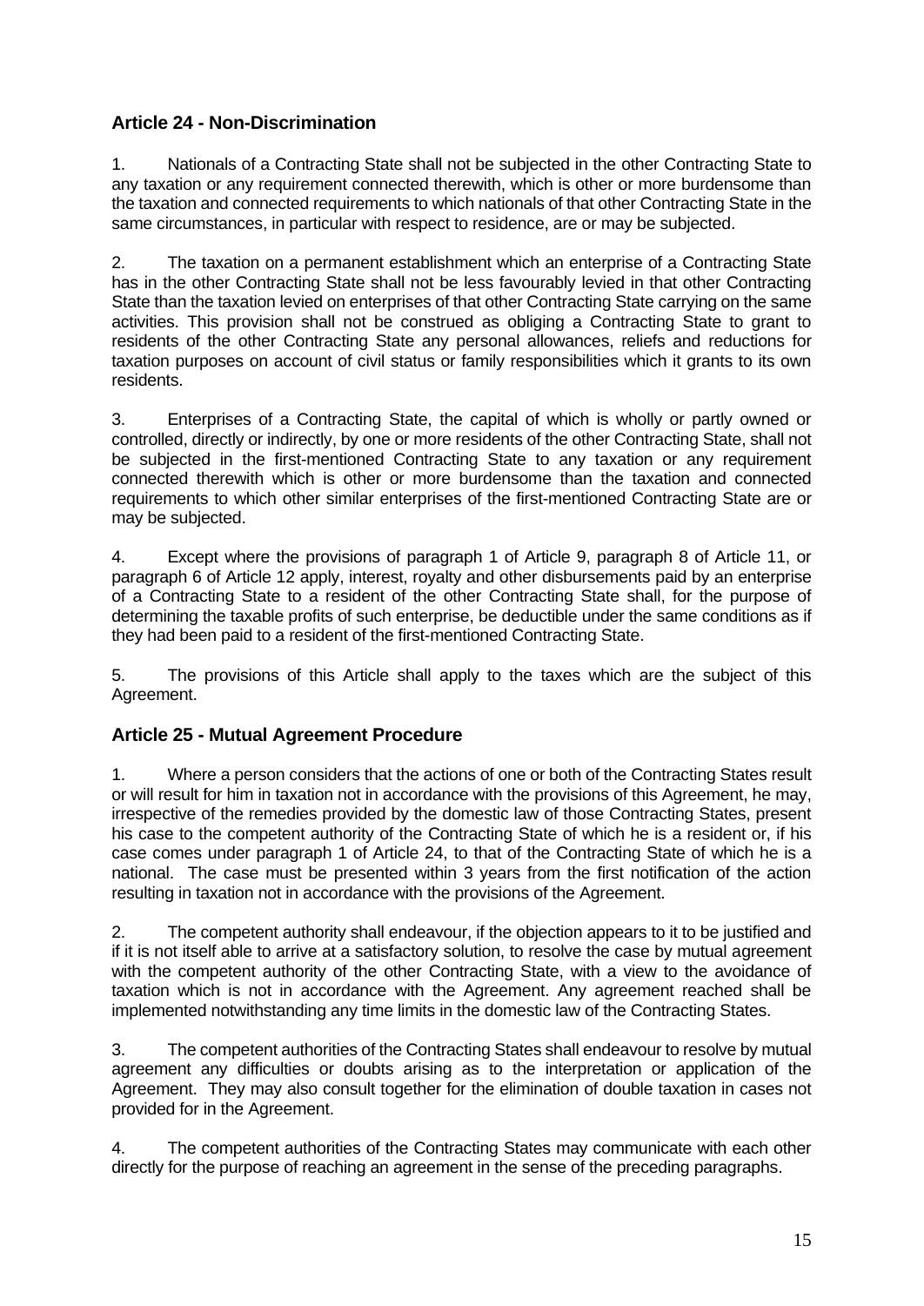## Article 24 - Non-Discrimination

1. Nationals of a Contracting State shall not be subjected in the other Contracting State to any taxation or any requirement connected therewith, which is other or more burdensome than the taxation and connected requirements to which nationals of that other Contracting State in the same circumstances, in particular with respect to residence, are or may be subjected.

2. The taxation on a permanent establishment which an enterprise of a Contracting State has in the other Contracting State shall not be less favourably levied in that other Contracting State than the taxation levied on enterprises of that other Contracting State carrying on the same activities. This provision shall not be construed as obliging a Contracting State to grant to residents of the other Contracting State any personal allowances, reliefs and reductions for taxation purposes on account of civil status or family responsibilities which it grants to its own residents.

3. Enterprises of a Contracting State, the capital of which is wholly or partly owned or controlled, directly or indirectly, by one or more residents of the other Contracting State, shall not be subjected in the first-mentioned Contracting State to any taxation or any requirement connected therewith which is other or more burdensome than the taxation and connected requirements to which other similar enterprises of the first-mentioned Contracting State are or may be subjected.

4. Except where the provisions of paragraph 1 of Article 9, paragraph 8 of Article 11, or paragraph 6 of Article 12 apply, interest, royalty and other disbursements paid by an enterprise of a Contracting State to a resident of the other Contracting State shall, for the purpose of determining the taxable profits of such enterprise, be deductible under the same conditions as if they had been paid to a resident of the first-mentioned Contracting State.

5. The provisions of this Article shall apply to the taxes which are the subject of this Agreement.

## Article 25 - Mutual Agreement Procedure

1. Where a person considers that the actions of one or both of the Contracting States result or will result for him in taxation not in accordance with the provisions of this Agreement, he may, irrespective of the remedies provided by the domestic law of those Contracting States, present his case to the competent authority of the Contracting State of which he is a resident or, if his case comes under paragraph 1 of Article 24, to that of the Contracting State of which he is a national. The case must be presented within 3 years from the first notification of the action resulting in taxation not in accordance with the provisions of the Agreement.

2. The competent authority shall endeavour, if the objection appears to it to be justified and if it is not itself able to arrive at a satisfactory solution, to resolve the case by mutual agreement with the competent authority of the other Contracting State, with a view to the avoidance of taxation which is not in accordance with the Agreement. Any agreement reached shall be implemented notwithstanding any time limits in the domestic law of the Contracting States.

3. The competent authorities of the Contracting States shall endeavour to resolve by mutual agreement any difficulties or doubts arising as to the interpretation or application of the Agreement. They may also consult together for the elimination of double taxation in cases not provided for in the Agreement.

4. The competent authorities of the Contracting States may communicate with each other directly for the purpose of reaching an agreement in the sense of the preceding paragraphs.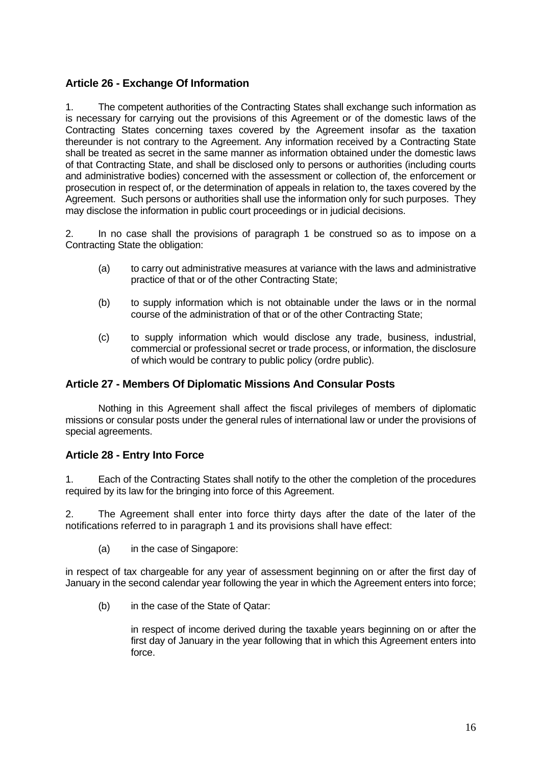### Article 26 - Exchange Of Information

1. The competent authorities of the Contracting States shall exchange such information as is necessary for carrying out the provisions of this Agreement or of the domestic laws of the Contracting States concerning taxes covered by the Agreement insofar as the taxation thereunder is not contrary to the Agreement. Any information received by a Contracting State shall be treated as secret in the same manner as information obtained under the domestic laws of that Contracting State, and shall be disclosed only to persons or authorities (including courts and administrative bodies) concerned with the assessment or collection of, the enforcement or prosecution in respect of, or the determination of appeals in relation to, the taxes covered by the Agreement. Such persons or authorities shall use the information only for such purposes. They may disclose the information in public court proceedings or in judicial decisions.

2. In no case shall the provisions of paragraph 1 be construed so as to impose on a Contracting State the obligation:

(a) to carry out administrative measures at variance with the laws and administrative practice of that or of the other Contracting State;

(b) to supply information which is not obtainable under the laws or in the normal course of the administration of that or of the other Contracting State;

(c) to supply information which would disclose any trade, business, industrial, commercial or professional secret or trade process, or information, the disclosure of which would be contrary to public policy (ordre public).

### Article 27 - Members Of Diplomatic Missions And Consular Posts

Nothing in this Agreement shall affect the fiscal privileges of members of diplomatic missions or consular posts under the general rules of international law or under the provisions of special agreements.

### Article 28 - Entry Into Force

1. Each of the Contracting States shall notify to the other the completion of the procedures required by its law for the bringing into force of this Agreement.

2. The Agreement shall enter into force thirty days after the date of the later of the notifications referred to in paragraph 1 and its provisions shall have effect:

(a) in the case of Singapore:

in respect of tax chargeable for any year of assessment beginning on or after the first day of January in the second calendar year following the year in which the Agreement enters into force;

(b) in the case of the State of Qatar:

in respect of income derived during the taxable years beginning on or after the first day of January in the year following that in which this Agreement enters into force.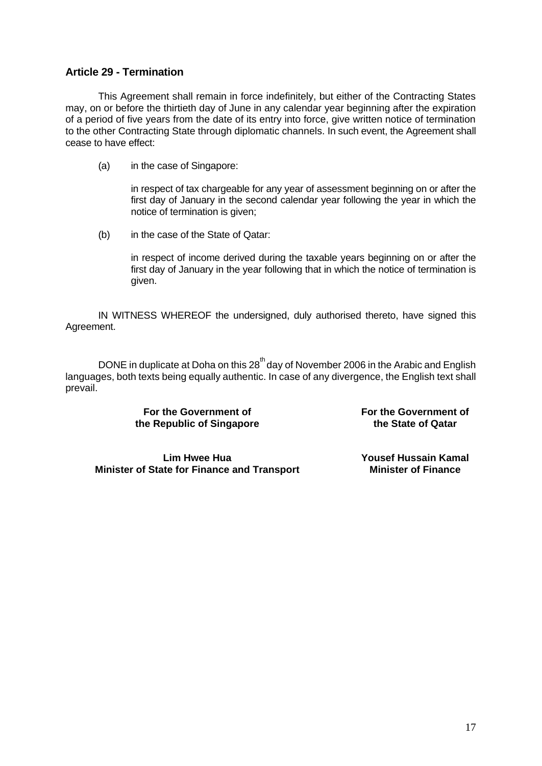## Article 29 - Termination

This Agreement shall remain in force indefinitely, but either of the Contracting States may, on or before the thirtieth day of June in any calendar year beginning after the expiration of a period of five years from the date of its entry into force, give written notice of termination to the other Contracting State through diplomatic channels. In such event, the Agreement shall cease to have effect:

(a) in the case of Singapore:

in respect of tax chargeable for any year of assessment beginning on or after the first day of January in the second calendar year following the year in which the notice of termination is given;

(b) in the case of the State of Qatar:

in respect of income derived during the taxable years beginning on or after the first day of January in the year following that in which the notice of termination is given.

IN WITNESS WHEREOF the undersigned, duly authorised thereto, have signed this Agreement.

DONE in duplicate at Doha on this 28th day of November 2006 in the Arabic and English languages, both texts being equally authentic. In case of any divergence, the English text shall prevail.

| For the Government of the Republic of Singapore | For the Government of the State of Qatar |
|---|---|
| **Lim Hwee Hua** | **Yousef Hussain Kamal** |
| **Minister of State for Finance and Transport** | **Minister of Finance** |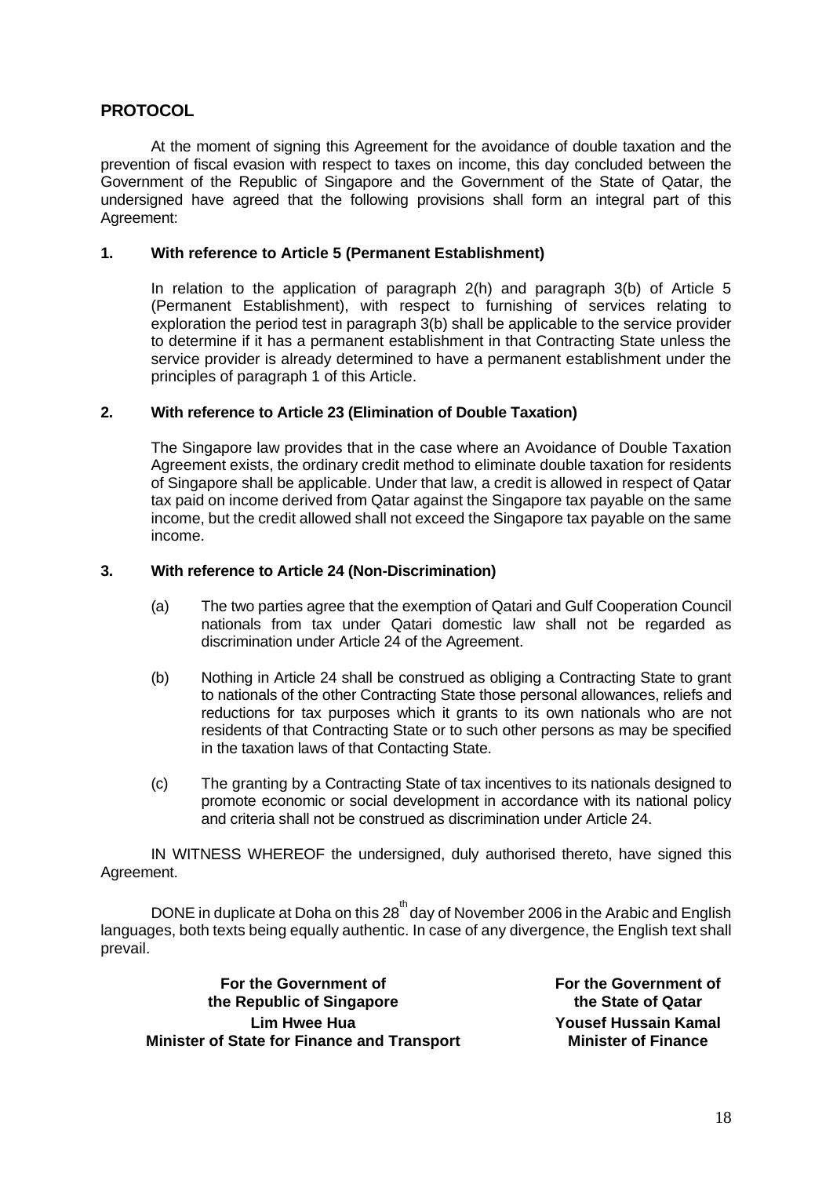## PROTOCOL

At the moment of signing this Agreement for the avoidance of double taxation and the prevention of fiscal evasion with respect to taxes on income, this day concluded between the Government of the Republic of Singapore and the Government of the State of Qatar, the undersigned have agreed that the following provisions shall form an integral part of this Agreement:

### 1. With reference to Article 5 (Permanent Establishment)

In relation to the application of paragraph 2(h) and paragraph 3(b) of Article 5 (Permanent Establishment), with respect to furnishing of services relating to exploration the period test in paragraph 3(b) shall be applicable to the service provider to determine if it has a permanent establishment in that Contracting State unless the service provider is already determined to have a permanent establishment under the principles of paragraph 1 of this Article.

### 2. With reference to Article 23 (Elimination of Double Taxation)

The Singapore law provides that in the case where an Avoidance of Double Taxation Agreement exists, the ordinary credit method to eliminate double taxation for residents of Singapore shall be applicable. Under that law, a credit is allowed in respect of Qatar tax paid on income derived from Qatar against the Singapore tax payable on the same income, but the credit allowed shall not exceed the Singapore tax payable on the same income.

### 3. With reference to Article 24 (Non-Discrimination)

(a) The two parties agree that the exemption of Qatari and Gulf Cooperation Council nationals from tax under Qatari domestic law shall not be regarded as discrimination under Article 24 of the Agreement.

(b) Nothing in Article 24 shall be construed as obliging a Contracting State to grant to nationals of the other Contracting State those personal allowances, reliefs and reductions for tax purposes which it grants to its own nationals who are not residents of that Contracting State or to such other persons as may be specified in the taxation laws of that Contacting State.

(c) The granting by a Contracting State of tax incentives to its nationals designed to promote economic or social development in accordance with its national policy and criteria shall not be construed as discrimination under Article 24.

IN WITNESS WHEREOF the undersigned, duly authorised thereto, have signed this Agreement.

DONE in duplicate at Doha on this 28th day of November 2006 in the Arabic and English languages, both texts being equally authentic. In case of any divergence, the English text shall prevail.

| For the Government of the Republic of Singapore | For the Government of the State of Qatar |
|---|---|
| **Lim Hwee Hua** | **Yousef Hussain Kamal** |
| **Minister of State for Finance and Transport** | **Minister of Finance** |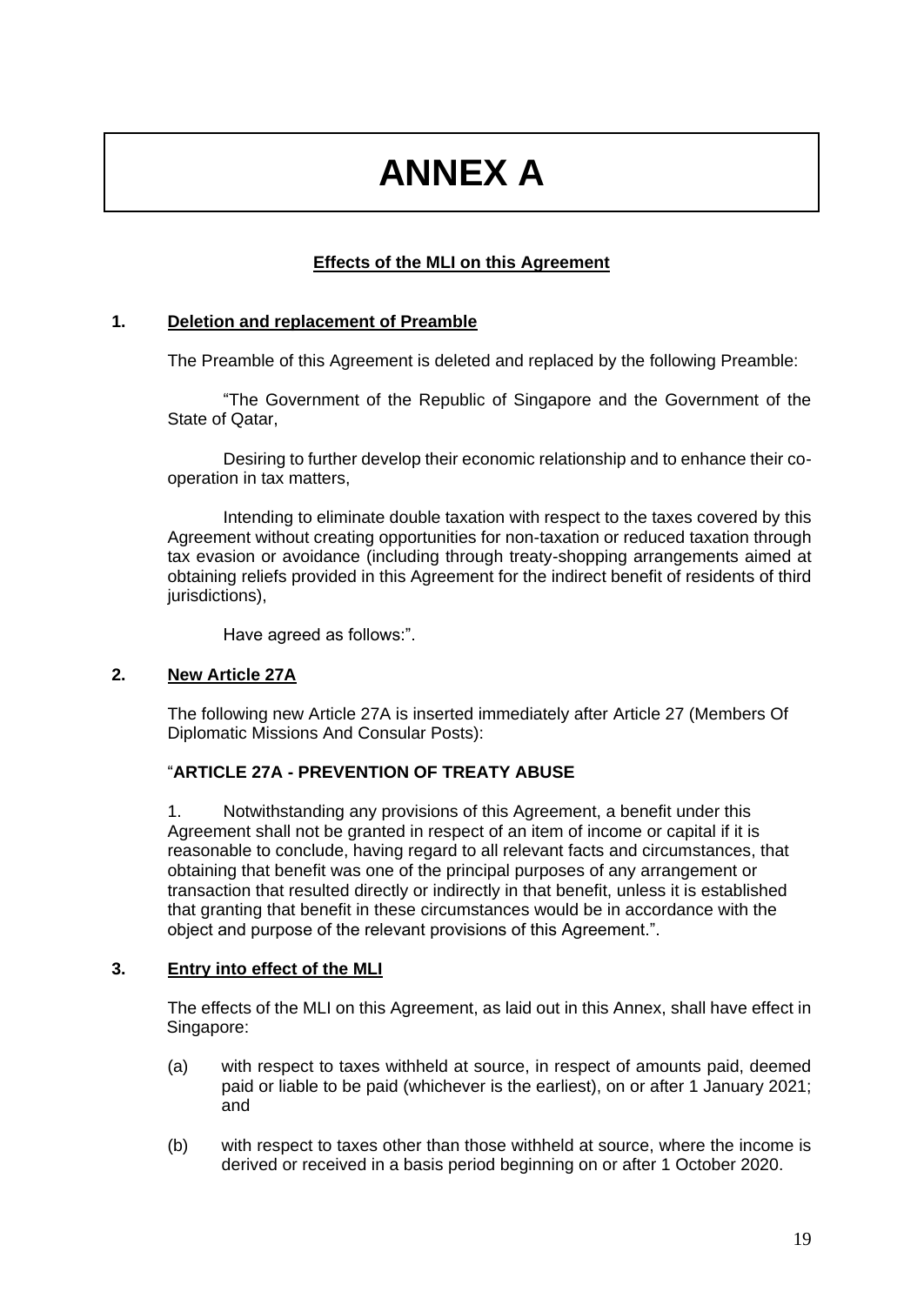# ANNEX A

**Effects of the MLI on this Agreement**

**1. Deletion and replacement of Preamble**

The Preamble of this Agreement is deleted and replaced by the following Preamble:

"The Government of the Republic of Singapore and the Government of the State of Qatar,

Desiring to further develop their economic relationship and to enhance their co-operation in tax matters,

Intending to eliminate double taxation with respect to the taxes covered by this Agreement without creating opportunities for non-taxation or reduced taxation through tax evasion or avoidance (including through treaty-shopping arrangements aimed at obtaining reliefs provided in this Agreement for the indirect benefit of residents of third jurisdictions),

Have agreed as follows:".

**2. New Article 27A**

The following new Article 27A is inserted immediately after Article 27 (Members Of Diplomatic Missions And Consular Posts):

"**ARTICLE 27A - PREVENTION OF TREATY ABUSE**

1. Notwithstanding any provisions of this Agreement, a benefit under this Agreement shall not be granted in respect of an item of income or capital if it is reasonable to conclude, having regard to all relevant facts and circumstances, that obtaining that benefit was one of the principal purposes of any arrangement or transaction that resulted directly or indirectly in that benefit, unless it is established that granting that benefit in these circumstances would be in accordance with the object and purpose of the relevant provisions of this Agreement.".

**3. Entry into effect of the MLI**

The effects of the MLI on this Agreement, as laid out in this Annex, shall have effect in Singapore:

(a) with respect to taxes withheld at source, in respect of amounts paid, deemed paid or liable to be paid (whichever is the earliest), on or after 1 January 2021; and

(b) with respect to taxes other than those withheld at source, where the income is derived or received in a basis period beginning on or after 1 October 2020.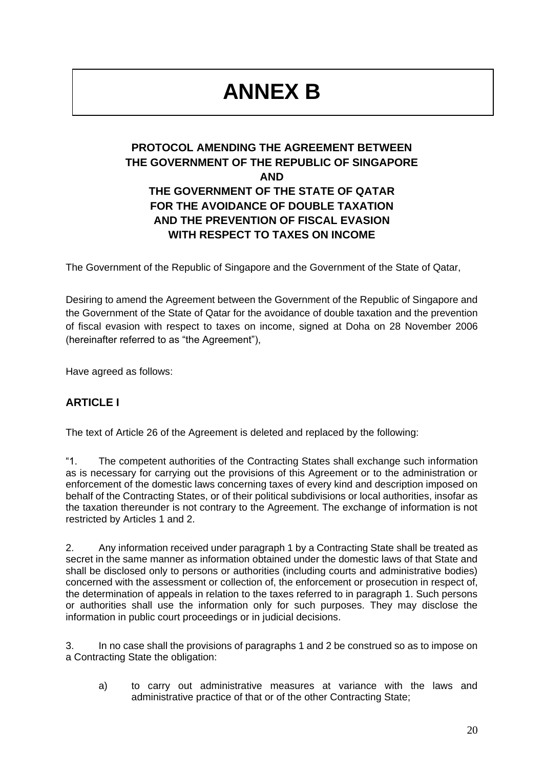# ANNEX B

## PROTOCOL AMENDING THE AGREEMENT BETWEEN THE GOVERNMENT OF THE REPUBLIC OF SINGAPORE AND THE GOVERNMENT OF THE STATE OF QATAR FOR THE AVOIDANCE OF DOUBLE TAXATION AND THE PREVENTION OF FISCAL EVASION WITH RESPECT TO TAXES ON INCOME

The Government of the Republic of Singapore and the Government of the State of Qatar,

Desiring to amend the Agreement between the Government of the Republic of Singapore and the Government of the State of Qatar for the avoidance of double taxation and the prevention of fiscal evasion with respect to taxes on income, signed at Doha on 28 November 2006 (hereinafter referred to as "the Agreement"),

Have agreed as follows:

### ARTICLE I

The text of Article 26 of the Agreement is deleted and replaced by the following:

"1. The competent authorities of the Contracting States shall exchange such information as is necessary for carrying out the provisions of this Agreement or to the administration or enforcement of the domestic laws concerning taxes of every kind and description imposed on behalf of the Contracting States, or of their political subdivisions or local authorities, insofar as the taxation thereunder is not contrary to the Agreement. The exchange of information is not restricted by Articles 1 and 2.

2. Any information received under paragraph 1 by a Contracting State shall be treated as secret in the same manner as information obtained under the domestic laws of that State and shall be disclosed only to persons or authorities (including courts and administrative bodies) concerned with the assessment or collection of, the enforcement or prosecution in respect of, the determination of appeals in relation to the taxes referred to in paragraph 1. Such persons or authorities shall use the information only for such purposes. They may disclose the information in public court proceedings or in judicial decisions.

3. In no case shall the provisions of paragraphs 1 and 2 be construed so as to impose on a Contracting State the obligation:

a) to carry out administrative measures at variance with the laws and administrative practice of that or of the other Contracting State;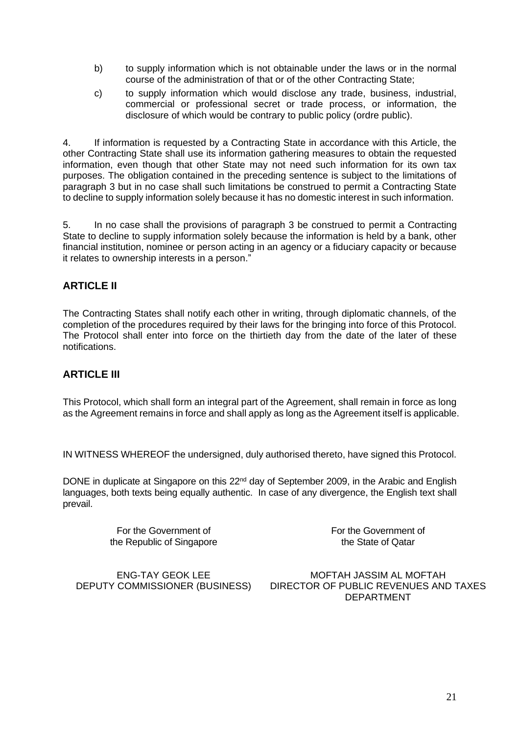b) to supply information which is not obtainable under the laws or in the normal course of the administration of that or of the other Contracting State;

c) to supply information which would disclose any trade, business, industrial, commercial or professional secret or trade process, or information, the disclosure of which would be contrary to public policy (ordre public).

4. If information is requested by a Contracting State in accordance with this Article, the other Contracting State shall use its information gathering measures to obtain the requested information, even though that other State may not need such information for its own tax purposes. The obligation contained in the preceding sentence is subject to the limitations of paragraph 3 but in no case shall such limitations be construed to permit a Contracting State to decline to supply information solely because it has no domestic interest in such information.

5. In no case shall the provisions of paragraph 3 be construed to permit a Contracting State to decline to supply information solely because the information is held by a bank, other financial institution, nominee or person acting in an agency or a fiduciary capacity or because it relates to ownership interests in a person."

## ARTICLE II

The Contracting States shall notify each other in writing, through diplomatic channels, of the completion of the procedures required by their laws for the bringing into force of this Protocol. The Protocol shall enter into force on the thirtieth day from the date of the later of these notifications.

## ARTICLE III

This Protocol, which shall form an integral part of the Agreement, shall remain in force as long as the Agreement remains in force and shall apply as long as the Agreement itself is applicable.

IN WITNESS WHEREOF the undersigned, duly authorised thereto, have signed this Protocol.

DONE in duplicate at Singapore on this 22nd day of September 2009, in the Arabic and English languages, both texts being equally authentic. In case of any divergence, the English text shall prevail.

| | |
|---|---|
| For the Government of the Republic of Singapore | For the Government of the State of Qatar |
| ENG-TAY GEOK LEE<br>DEPUTY COMMISSIONER (BUSINESS) | MOFTAH JASSIM AL MOFTAH<br>DIRECTOR OF PUBLIC REVENUES AND TAXES DEPARTMENT |